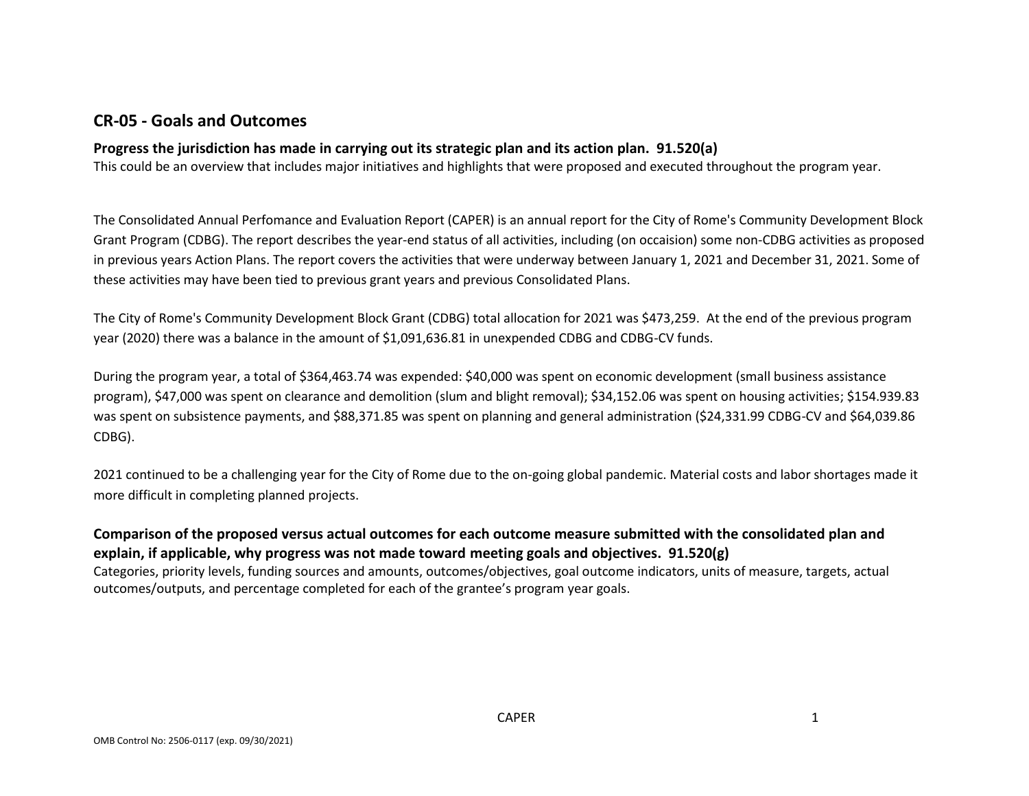## CR-05 - Goals and Outcomes

**Progress the jurisdiction has made in carrying out its strategic plan and its action plan. 91.520(a)**

This could be an overview that includes major initiatives and highlights that were proposed and executed throughout the program year.

The Consolidated Annual Perfomance and Evaluation Report (CAPER) is an annual report for the City of Rome's Community Development Block Grant Program (CDBG). The report describes the year-end status of all activities, including (on occaision) some non-CDBG activities as proposed in previous years Action Plans. The report covers the activities that were underway between January 1, 2021 and December 31, 2021. Some of these activities may have been tied to previous grant years and previous Consolidated Plans.

The City of Rome's Community Development Block Grant (CDBG) total allocation for 2021 was $473,259. At the end of the previous program year (2020) there was a balance in the amount of $1,091,636.81 in unexpended CDBG and CDBG-CV funds.

During the program year, a total of $364,463.74 was expended: $40,000 was spent on economic development (small business assistance program), $47,000 was spent on clearance and demolition (slum and blight removal); $34,152.06 was spent on housing activities; $154.939.83 was spent on subsistence payments, and $88,371.85 was spent on planning and general administration ($24,331.99 CDBG-CV and $64,039.86 CDBG).

2021 continued to be a challenging year for the City of Rome due to the on-going global pandemic. Material costs and labor shortages made it more difficult in completing planned projects.

**Comparison of the proposed versus actual outcomes for each outcome measure submitted with the consolidated plan and explain, if applicable, why progress was not made toward meeting goals and objectives. 91.520(g)**

Categories, priority levels, funding sources and amounts, outcomes/objectives, goal outcome indicators, units of measure, targets, actual outcomes/outputs, and percentage completed for each of the grantee's program year goals.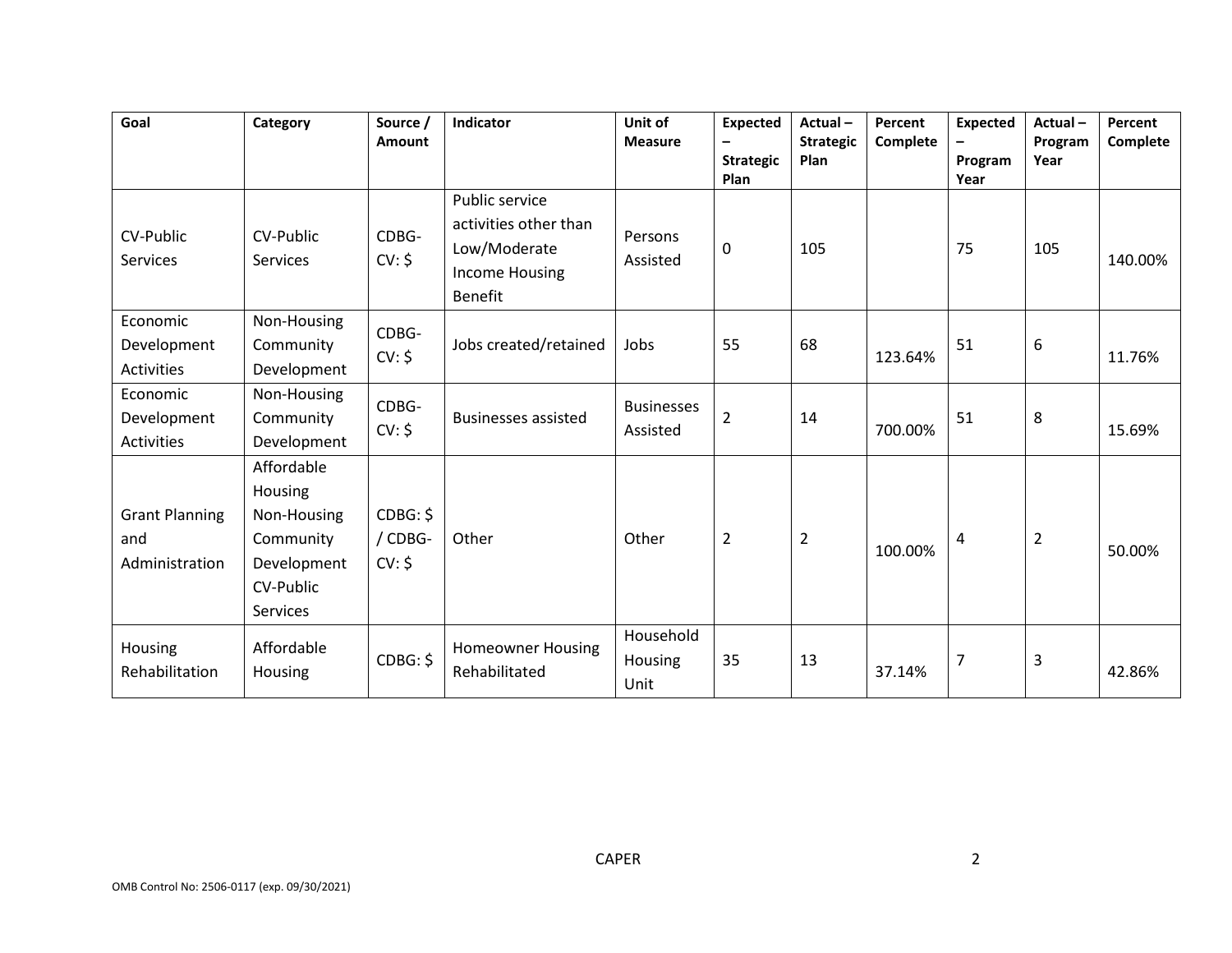| Goal | Category | Source / Amount | Indicator | Unit of Measure | Expected – Strategic Plan | Actual – Strategic Plan | Percent Complete | Expected – Program Year | Actual – Program Year | Percent Complete |
|---|---|---|---|---|---|---|---|---|---|---|
| CV-Public Services | CV-Public Services | CDBG-CV: $ | Public service activities other than Low/Moderate Income Housing Benefit | Persons Assisted | 0 | 105 | | 75 | 105 | 140.00% |
| Economic Development Activities | Non-Housing Community Development | CDBG-CV: $ | Jobs created/retained | Jobs | 55 | 68 | 123.64% | 51 | 6 | 11.76% |
| Economic Development Activities | Non-Housing Community Development | CDBG-CV: $ | Businesses assisted | Businesses Assisted | 2 | 14 | 700.00% | 51 | 8 | 15.69% |
| Grant Planning and Administration | Affordable Housing Non-Housing Community Development CV-Public Services | CDBG: $ / CDBG-CV: $ | Other | Other | 2 | 2 | 100.00% | 4 | 2 | 50.00% |
| Housing Rehabilitation | Affordable Housing | CDBG: $ | Homeowner Housing Rehabilitated | Household Housing Unit | 35 | 13 | 37.14% | 7 | 3 | 42.86% |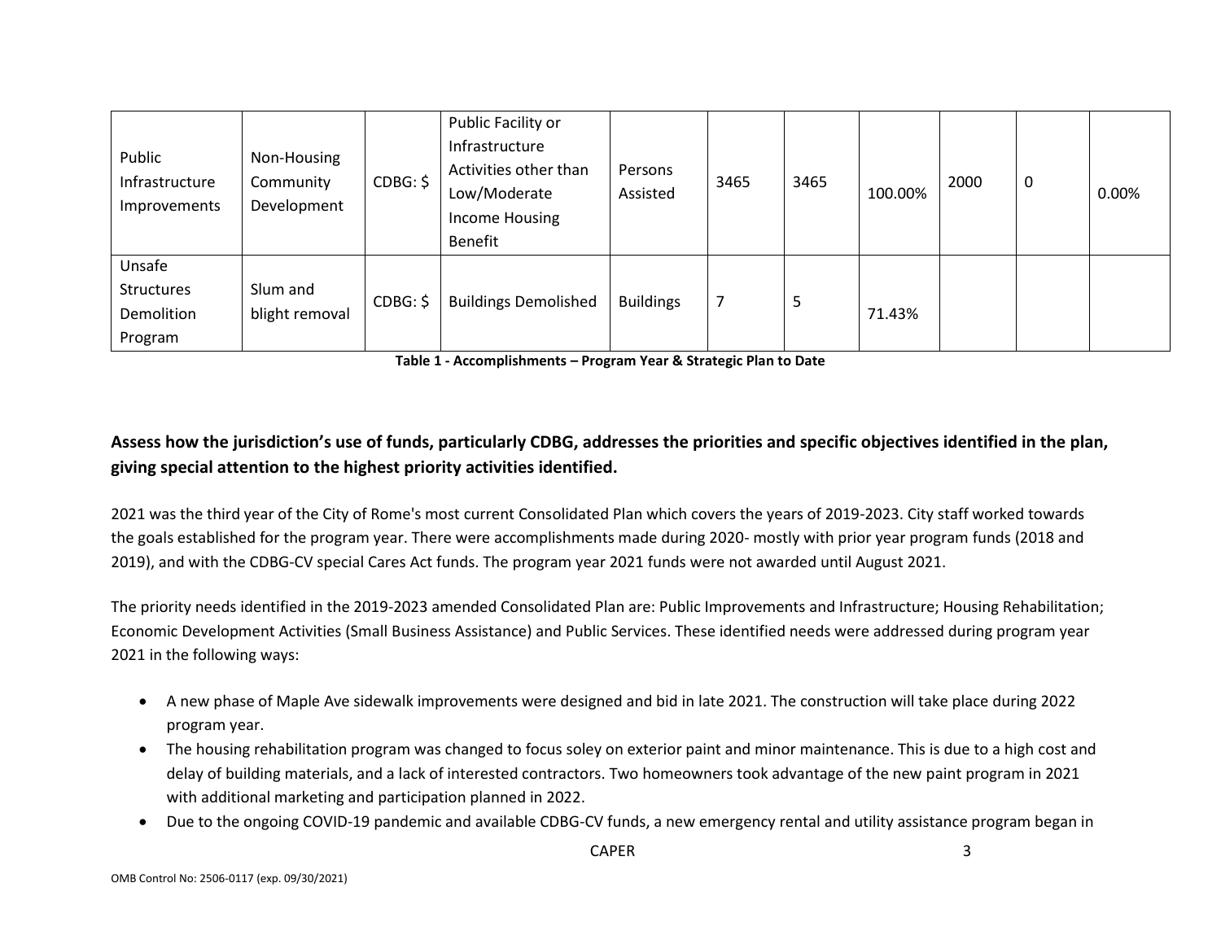| Public Infrastructure Improvements | Non-Housing Community Development | CDBG: $ | Public Facility or Infrastructure Activities other than Low/Moderate Income Housing Benefit | Persons Assisted | 3465 | 3465 | 100.00% | 2000 | 0 | 0.00% |
|---|---|---|---|---|---|---|---|---|---|---|
| Unsafe Structures Demolition Program | Slum and blight removal | CDBG: $ | Buildings Demolished | Buildings | 7 | 5 | 71.43% | | | |

**Table 1 - Accomplishments – Program Year & Strategic Plan to Date**

### Assess how the jurisdiction's use of funds, particularly CDBG, addresses the priorities and specific objectives identified in the plan, giving special attention to the highest priority activities identified.

2021 was the third year of the City of Rome's most current Consolidated Plan which covers the years of 2019-2023. City staff worked towards the goals established for the program year. There were accomplishments made during 2020- mostly with prior year program funds (2018 and 2019), and with the CDBG-CV special Cares Act funds. The program year 2021 funds were not awarded until August 2021.

The priority needs identified in the 2019-2023 amended Consolidated Plan are: Public Improvements and Infrastructure; Housing Rehabilitation; Economic Development Activities (Small Business Assistance) and Public Services. These identified needs were addressed during program year 2021 in the following ways:

- A new phase of Maple Ave sidewalk improvements were designed and bid in late 2021. The construction will take place during 2022 program year.
- The housing rehabilitation program was changed to focus soley on exterior paint and minor maintenance. This is due to a high cost and delay of building materials, and a lack of interested contractors. Two homeowners took advantage of the new paint program in 2021 with additional marketing and participation planned in 2022.
- Due to the ongoing COVID-19 pandemic and available CDBG-CV funds, a new emergency rental and utility assistance program began in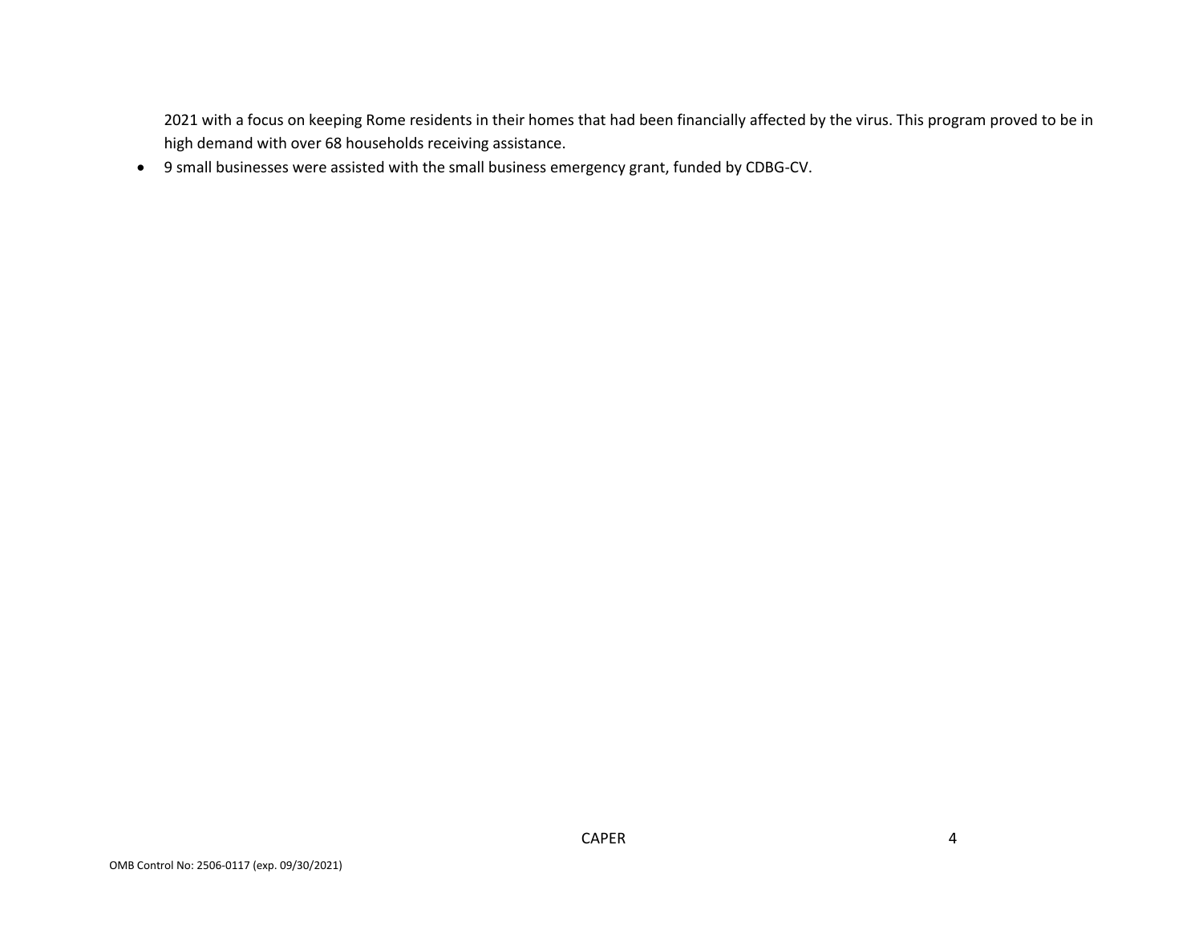2021 with a focus on keeping Rome residents in their homes that had been financially affected by the virus. This program proved to be in high demand with over 68 households receiving assistance.

- 9 small businesses were assisted with the small business emergency grant, funded by CDBG-CV.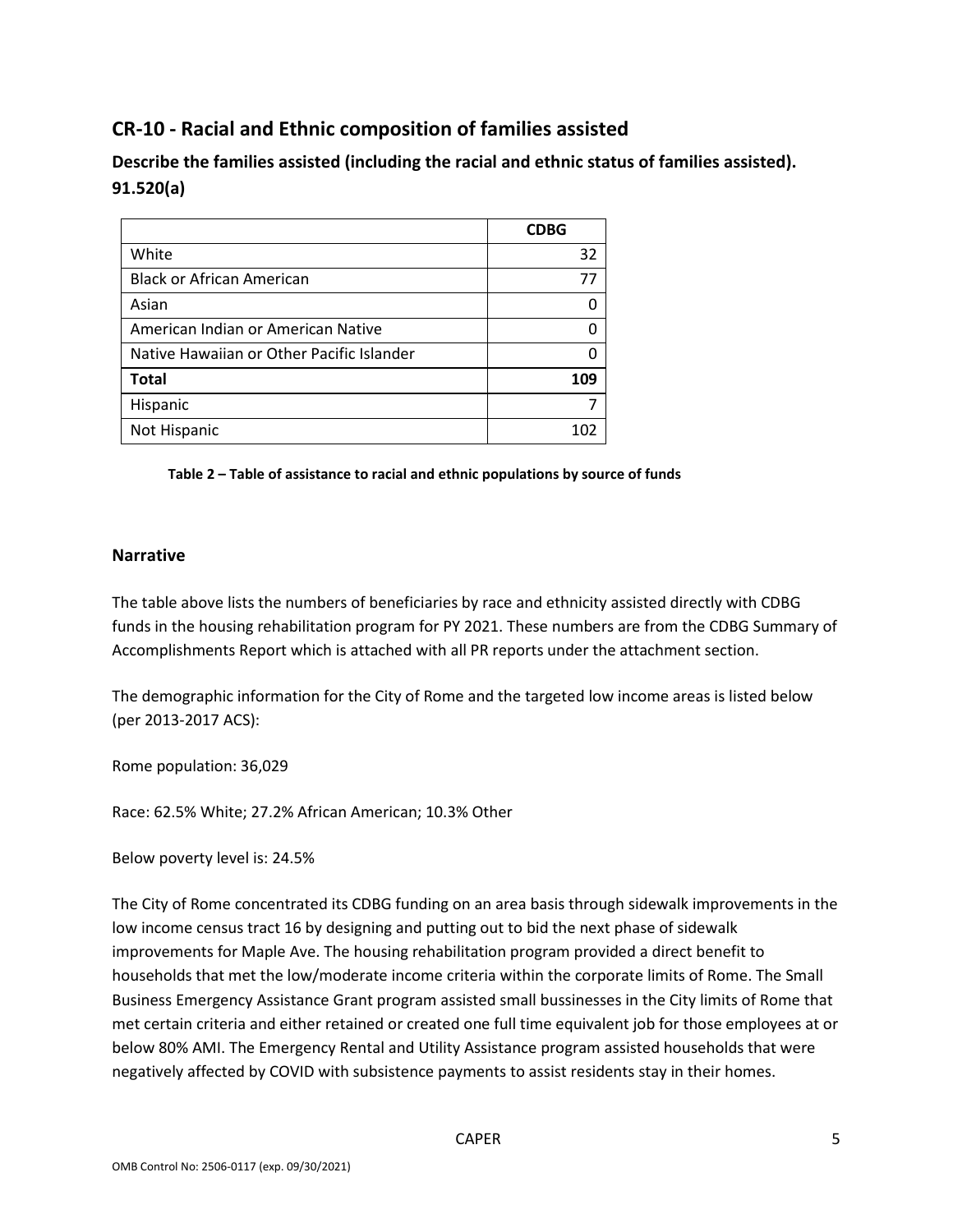## CR-10 - Racial and Ethnic composition of families assisted

### Describe the families assisted (including the racial and ethnic status of families assisted). 91.520(a)

| | **CDBG** |
|---|---|
| White | 32 |
| Black or African American | 77 |
| Asian | 0 |
| American Indian or American Native | 0 |
| Native Hawaiian or Other Pacific Islander | 0 |
| **Total** | **109** |
| Hispanic | 7 |
| Not Hispanic | 102 |

**Table 2 – Table of assistance to racial and ethnic populations by source of funds**

### Narrative

The table above lists the numbers of beneficiaries by race and ethnicity assisted directly with CDBG funds in the housing rehabilitation program for PY 2021. These numbers are from the CDBG Summary of Accomplishments Report which is attached with all PR reports under the attachment section.

The demographic information for the City of Rome and the targeted low income areas is listed below (per 2013-2017 ACS):

Rome population: 36,029

Race: 62.5% White; 27.2% African American; 10.3% Other

Below poverty level is: 24.5%

The City of Rome concentrated its CDBG funding on an area basis through sidewalk improvements in the low income census tract 16 by designing and putting out to bid the next phase of sidewalk improvements for Maple Ave. The housing rehabilitation program provided a direct benefit to households that met the low/moderate income criteria within the corporate limits of Rome. The Small Business Emergency Assistance Grant program assisted small bussinesses in the City limits of Rome that met certain criteria and either retained or created one full time equivalent job for those employees at or below 80% AMI. The Emergency Rental and Utility Assistance program assisted households that were negatively affected by COVID with subsistence payments to assist residents stay in their homes.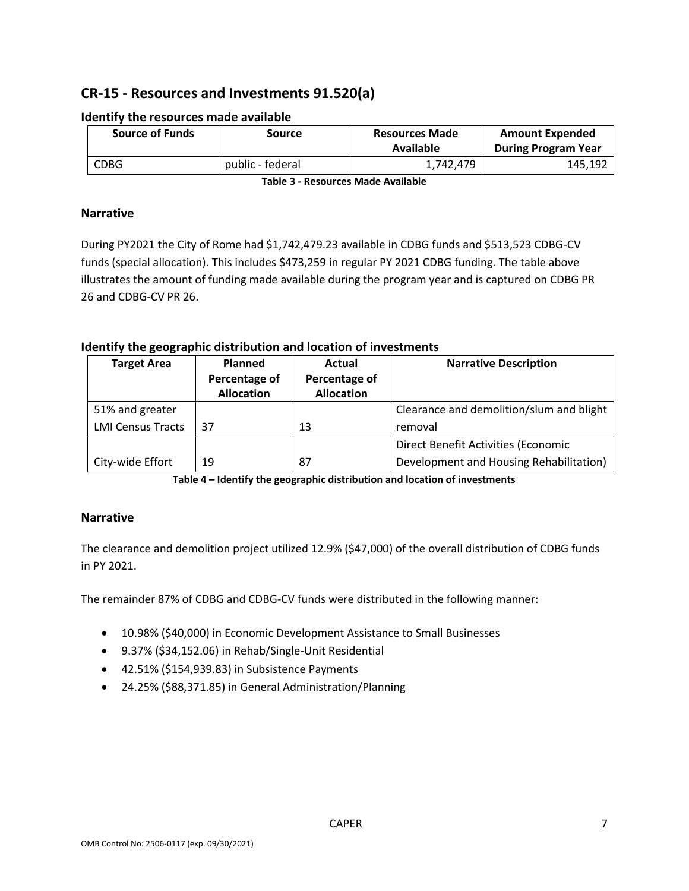## CR-15 - Resources and Investments 91.520(a)

### Identify the resources made available

| Source of Funds | Source | Resources Made Available | Amount Expended During Program Year |
|---|---|---|---|
| CDBG | public - federal | 1,742,479 | 145,192 |

**Table 3 - Resources Made Available**

### Narrative

During PY2021 the City of Rome had $1,742,479.23 available in CDBG funds and $513,523 CDBG-CV funds (special allocation). This includes $473,259 in regular PY 2021 CDBG funding. The table above illustrates the amount of funding made available during the program year and is captured on CDBG PR 26 and CDBG-CV PR 26.

### Identify the geographic distribution and location of investments

| Target Area | Planned Percentage of Allocation | Actual Percentage of Allocation | Narrative Description |
|---|---|---|---|
| 51% and greater LMI Census Tracts | 37 | 13 | Clearance and demolition/slum and blight removal |
| City-wide Effort | 19 | 87 | Direct Benefit Activities (Economic Development and Housing Rehabilitation) |

**Table 4 – Identify the geographic distribution and location of investments**

### Narrative

The clearance and demolition project utilized 12.9% ($47,000) of the overall distribution of CDBG funds in PY 2021.

The remainder 87% of CDBG and CDBG-CV funds were distributed in the following manner:

- 10.98% ($40,000) in Economic Development Assistance to Small Businesses
- 9.37% ($34,152.06) in Rehab/Single-Unit Residential
- 42.51% ($154,939.83) in Subsistence Payments
- 24.25% ($88,371.85) in General Administration/Planning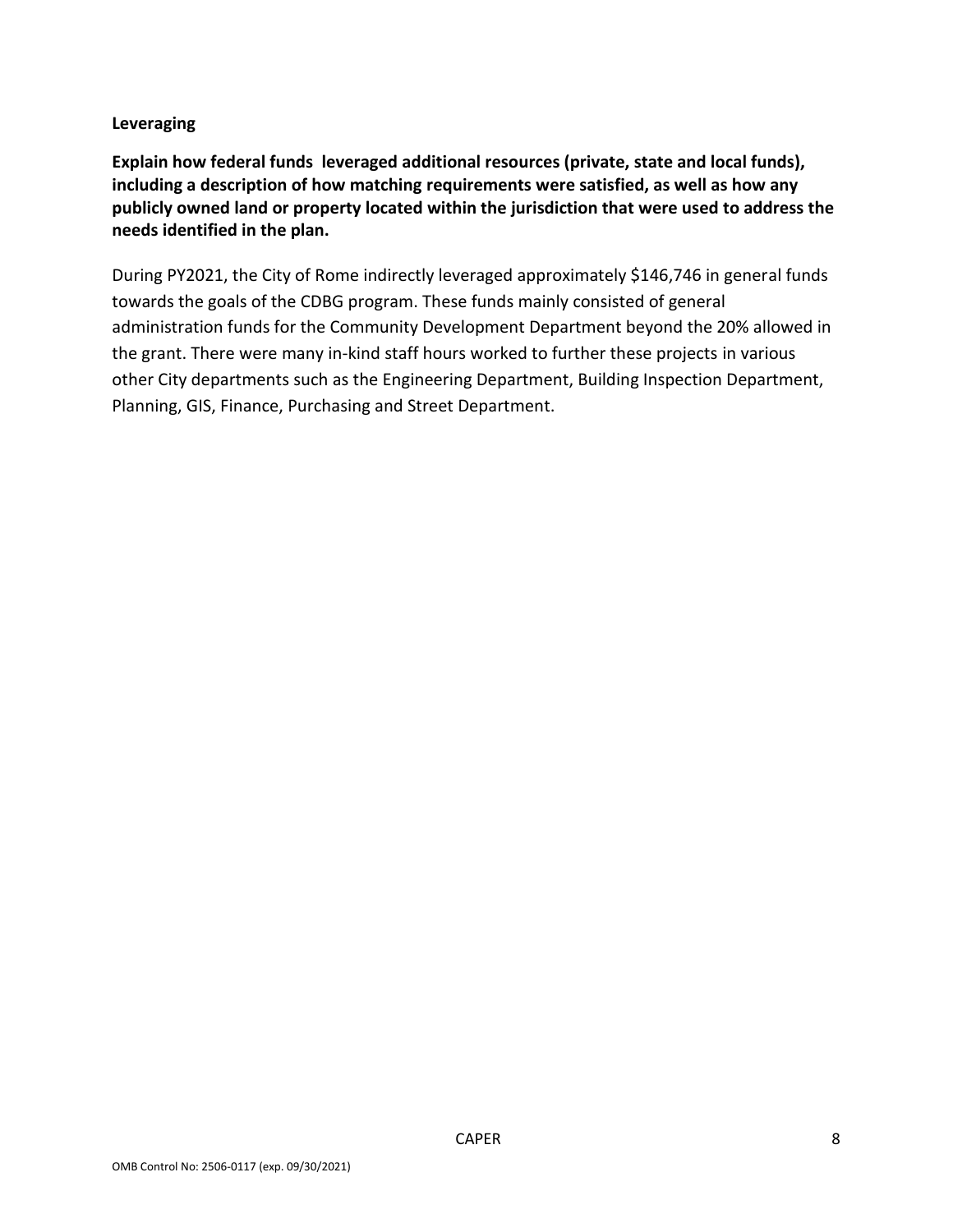**Leveraging**

**Explain how federal funds leveraged additional resources (private, state and local funds), including a description of how matching requirements were satisfied, as well as how any publicly owned land or property located within the jurisdiction that were used to address the needs identified in the plan.**

During PY2021, the City of Rome indirectly leveraged approximately $146,746 in general funds towards the goals of the CDBG program. These funds mainly consisted of general administration funds for the Community Development Department beyond the 20% allowed in the grant. There were many in-kind staff hours worked to further these projects in various other City departments such as the Engineering Department, Building Inspection Department, Planning, GIS, Finance, Purchasing and Street Department.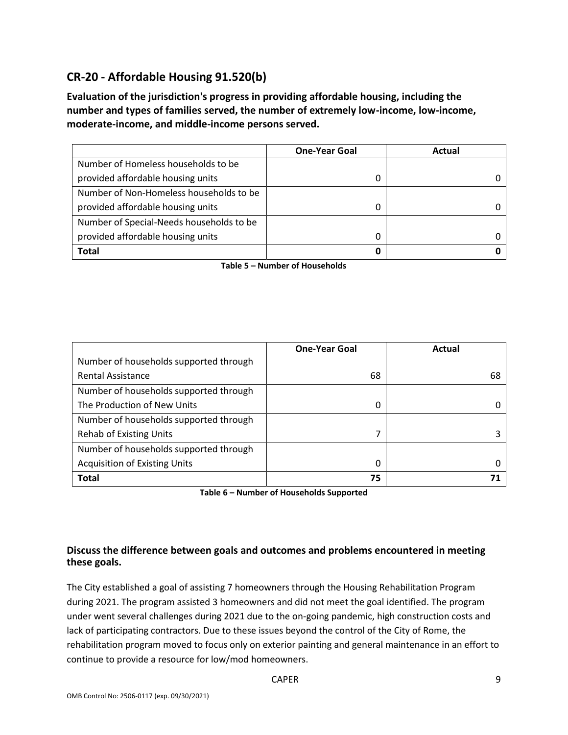## CR-20 - Affordable Housing 91.520(b)

**Evaluation of the jurisdiction's progress in providing affordable housing, including the number and types of families served, the number of extremely low-income, low-income, moderate-income, and middle-income persons served.**

| | One-Year Goal | Actual |
|---|---|---|
| Number of Homeless households to be provided affordable housing units | 0 | 0 |
| Number of Non-Homeless households to be provided affordable housing units | 0 | 0 |
| Number of Special-Needs households to be provided affordable housing units | 0 | 0 |
| **Total** | **0** | **0** |

**Table 5 – Number of Households**

| | One-Year Goal | Actual |
|---|---|---|
| Number of households supported through Rental Assistance | 68 | 68 |
| Number of households supported through The Production of New Units | 0 | 0 |
| Number of households supported through Rehab of Existing Units | 7 | 3 |
| Number of households supported through Acquisition of Existing Units | 0 | 0 |
| **Total** | **75** | **71** |

**Table 6 – Number of Households Supported**

### Discuss the difference between goals and outcomes and problems encountered in meeting these goals.

The City established a goal of assisting 7 homeowners through the Housing Rehabilitation Program during 2021. The program assisted 3 homeowners and did not meet the goal identified. The program under went several challenges during 2021 due to the on-going pandemic, high construction costs and lack of participating contractors. Due to these issues beyond the control of the City of Rome, the rehabilitation program moved to focus only on exterior painting and general maintenance in an effort to continue to provide a resource for low/mod homeowners.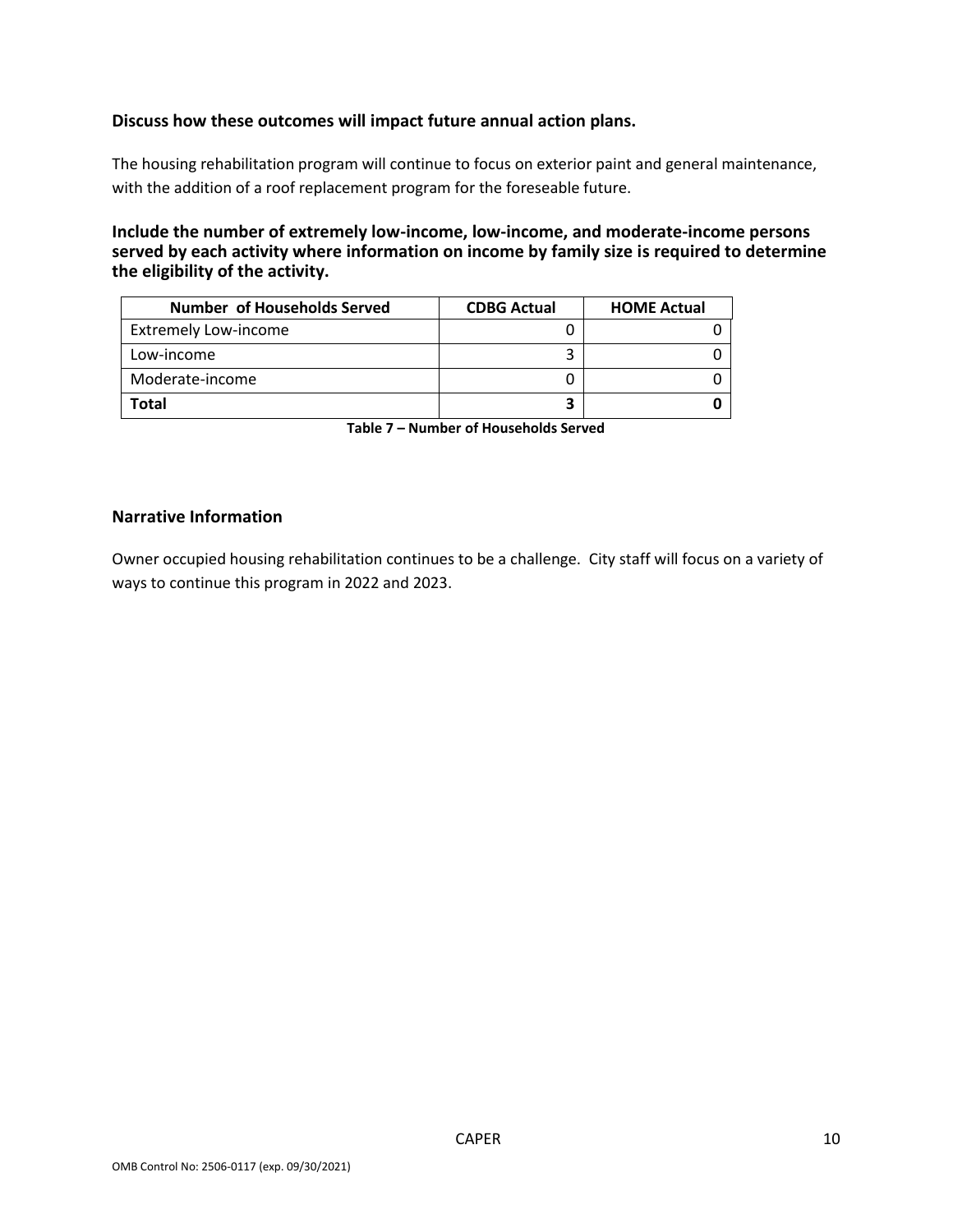### Discuss how these outcomes will impact future annual action plans.

The housing rehabilitation program will continue to focus on exterior paint and general maintenance, with the addition of a roof replacement program for the foreseeable future.

### Include the number of extremely low-income, low-income, and moderate-income persons served by each activity where information on income by family size is required to determine the eligibility of the activity.

| Number of Households Served | CDBG Actual | HOME Actual |
|---|---|---|
| Extremely Low-income | 0 | 0 |
| Low-income | 3 | 0 |
| Moderate-income | 0 | 0 |
| **Total** | **3** | **0** |

**Table 7 – Number of Households Served**

### Narrative Information

Owner occupied housing rehabilitation continues to be a challenge. City staff will focus on a variety of ways to continue this program in 2022 and 2023.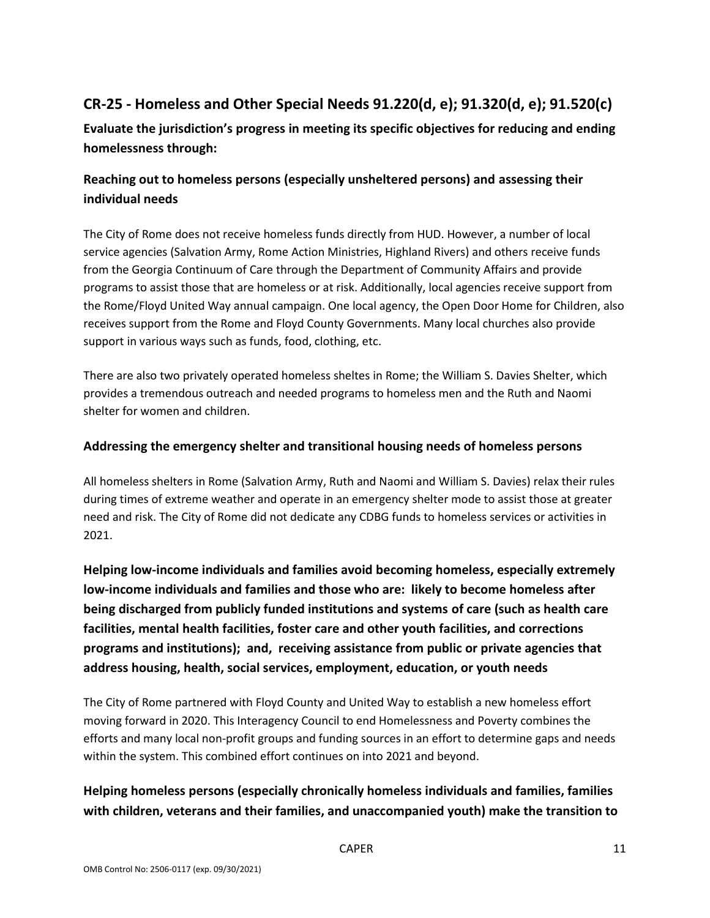## CR-25 - Homeless and Other Special Needs 91.220(d, e); 91.320(d, e); 91.520(c)

**Evaluate the jurisdiction's progress in meeting its specific objectives for reducing and ending homelessness through:**

### Reaching out to homeless persons (especially unsheltered persons) and assessing their individual needs

The City of Rome does not receive homeless funds directly from HUD. However, a number of local service agencies (Salvation Army, Rome Action Ministries, Highland Rivers) and others receive funds from the Georgia Continuum of Care through the Department of Community Affairs and provide programs to assist those that are homeless or at risk. Additionally, local agencies receive support from the Rome/Floyd United Way annual campaign. One local agency, the Open Door Home for Children, also receives support from the Rome and Floyd County Governments. Many local churches also provide support in various ways such as funds, food, clothing, etc.

There are also two privately operated homeless sheltes in Rome; the William S. Davies Shelter, which provides a tremendous outreach and needed programs to homeless men and the Ruth and Naomi shelter for women and children.

### Addressing the emergency shelter and transitional housing needs of homeless persons

All homeless shelters in Rome (Salvation Army, Ruth and Naomi and William S. Davies) relax their rules during times of extreme weather and operate in an emergency shelter mode to assist those at greater need and risk. The City of Rome did not dedicate any CDBG funds to homeless services or activities in 2021.

### Helping low-income individuals and families avoid becoming homeless, especially extremely low-income individuals and families and those who are: likely to become homeless after being discharged from publicly funded institutions and systems of care (such as health care facilities, mental health facilities, foster care and other youth facilities, and corrections programs and institutions); and, receiving assistance from public or private agencies that address housing, health, social services, employment, education, or youth needs

The City of Rome partnered with Floyd County and United Way to establish a new homeless effort moving forward in 2020. This Interagency Council to end Homelessness and Poverty combines the efforts and many local non-profit groups and funding sources in an effort to determine gaps and needs within the system. This combined effort continues on into 2021 and beyond.

### Helping homeless persons (especially chronically homeless individuals and families, families with children, veterans and their families, and unaccompanied youth) make the transition to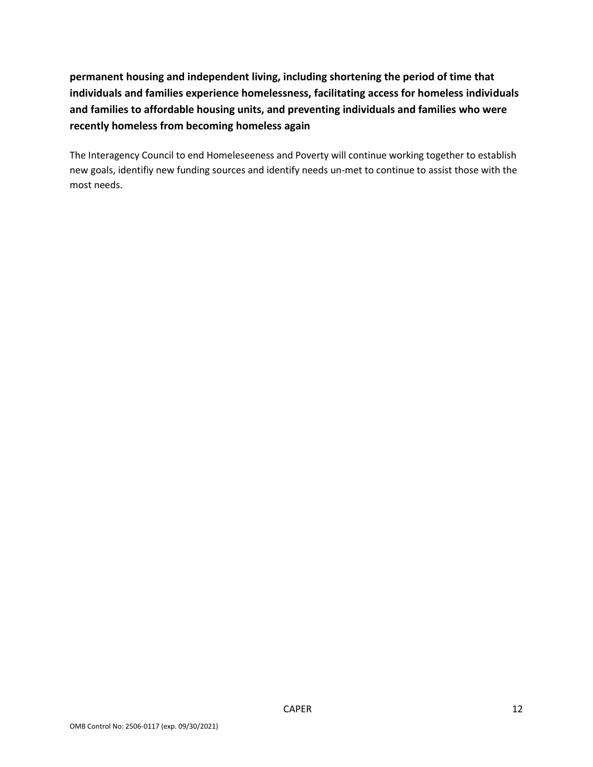**permanent housing and independent living, including shortening the period of time that individuals and families experience homelessness, facilitating access for homeless individuals and families to affordable housing units, and preventing individuals and families who were recently homeless from becoming homeless again**

The Interagency Council to end Homeleseeness and Poverty will continue working together to establish new goals, identifiy new funding sources and identify needs un-met to continue to assist those with the most needs.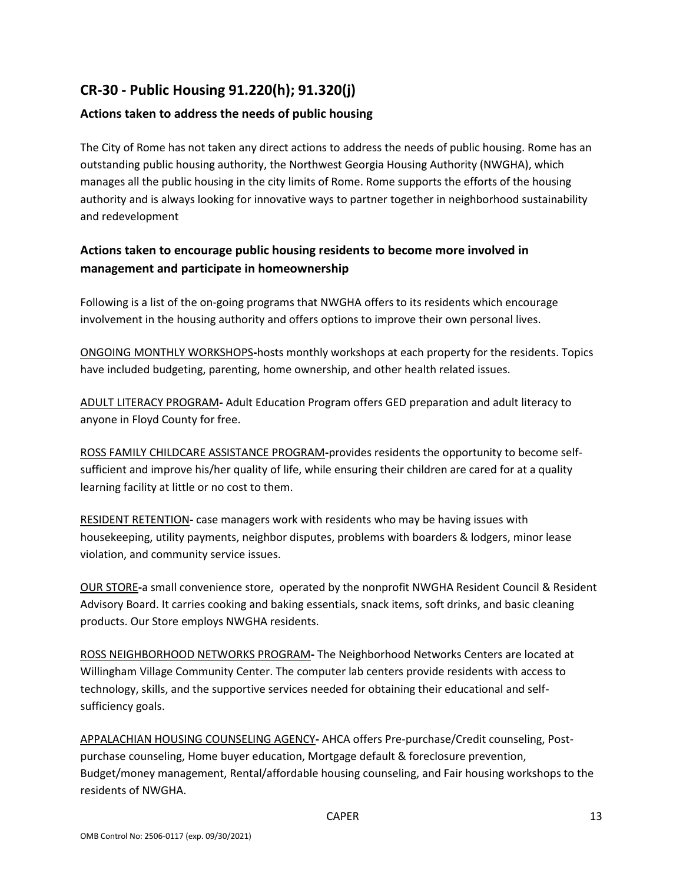## CR-30 - Public Housing 91.220(h); 91.320(j)

### Actions taken to address the needs of public housing

The City of Rome has not taken any direct actions to address the needs of public housing. Rome has an outstanding public housing authority, the Northwest Georgia Housing Authority (NWGHA), which manages all the public housing in the city limits of Rome. Rome supports the efforts of the housing authority and is always looking for innovative ways to partner together in neighborhood sustainability and redevelopment

### Actions taken to encourage public housing residents to become more involved in management and participate in homeownership

Following is a list of the on-going programs that NWGHA offers to its residents which encourage involvement in the housing authority and offers options to improve their own personal lives.

<u>ONGOING MONTHLY WORKSHOPS</u>**-**hosts monthly workshops at each property for the residents. Topics have included budgeting, parenting, home ownership, and other health related issues.

<u>ADULT LITERACY PROGRAM</u>**-** Adult Education Program offers GED preparation and adult literacy to anyone in Floyd County for free.

<u>ROSS FAMILY CHILDCARE ASSISTANCE PROGRAM</u>-provides residents the opportunity to become self-sufficient and improve his/her quality of life, while ensuring their children are cared for at a quality learning facility at little or no cost to them.

<u>RESIDENT RETENTION</u>**-** case managers work with residents who may be having issues with housekeeping, utility payments, neighbor disputes, problems with boarders & lodgers, minor lease violation, and community service issues.

<u>OUR STORE</u>**-**a small convenience store, operated by the nonprofit NWGHA Resident Council & Resident Advisory Board. It carries cooking and baking essentials, snack items, soft drinks, and basic cleaning products. Our Store employs NWGHA residents.

<u>ROSS NEIGHBORHOOD NETWORKS PROGRAM</u>**-** The Neighborhood Networks Centers are located at Willingham Village Community Center. The computer lab centers provide residents with access to technology, skills, and the supportive services needed for obtaining their educational and self-sufficiency goals.

<u>APPALACHIAN HOUSING COUNSELING AGENCY</u>**-** AHCA offers Pre-purchase/Credit counseling, Post-purchase counseling, Home buyer education, Mortgage default & foreclosure prevention, Budget/money management, Rental/affordable housing counseling, and Fair housing workshops to the residents of NWGHA.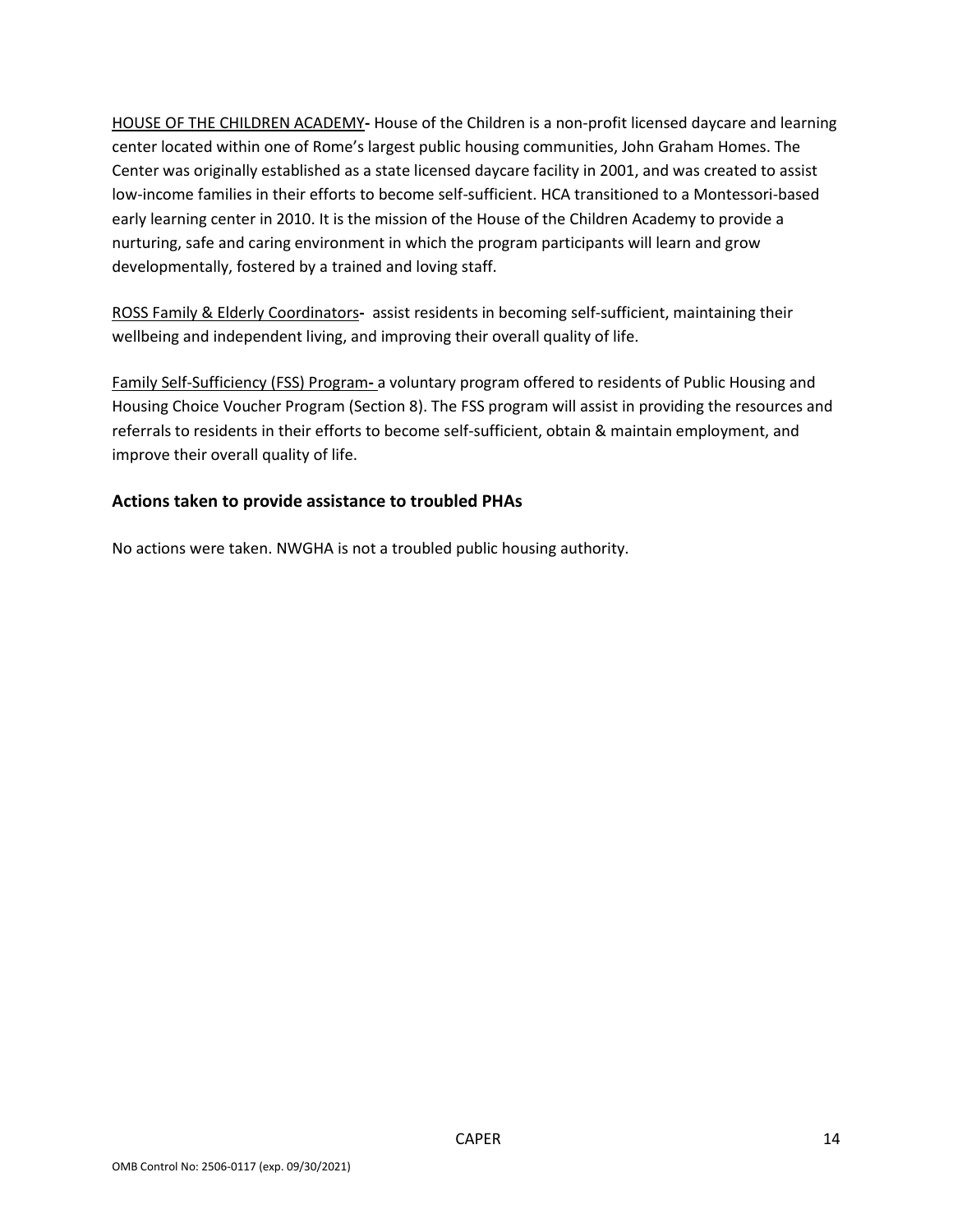HOUSE OF THE CHILDREN ACADEMY- House of the Children is a non-profit licensed daycare and learning center located within one of Rome's largest public housing communities, John Graham Homes. The Center was originally established as a state licensed daycare facility in 2001, and was created to assist low-income families in their efforts to become self-sufficient. HCA transitioned to a Montessori-based early learning center in 2010. It is the mission of the House of the Children Academy to provide a nurturing, safe and caring environment in which the program participants will learn and grow developmentally, fostered by a trained and loving staff.

ROSS Family & Elderly Coordinators- assist residents in becoming self-sufficient, maintaining their wellbeing and independent living, and improving their overall quality of life.

Family Self-Sufficiency (FSS) Program- a voluntary program offered to residents of Public Housing and Housing Choice Voucher Program (Section 8). The FSS program will assist in providing the resources and referrals to residents in their efforts to become self-sufficient, obtain & maintain employment, and improve their overall quality of life.

### Actions taken to provide assistance to troubled PHAs

No actions were taken. NWGHA is not a troubled public housing authority.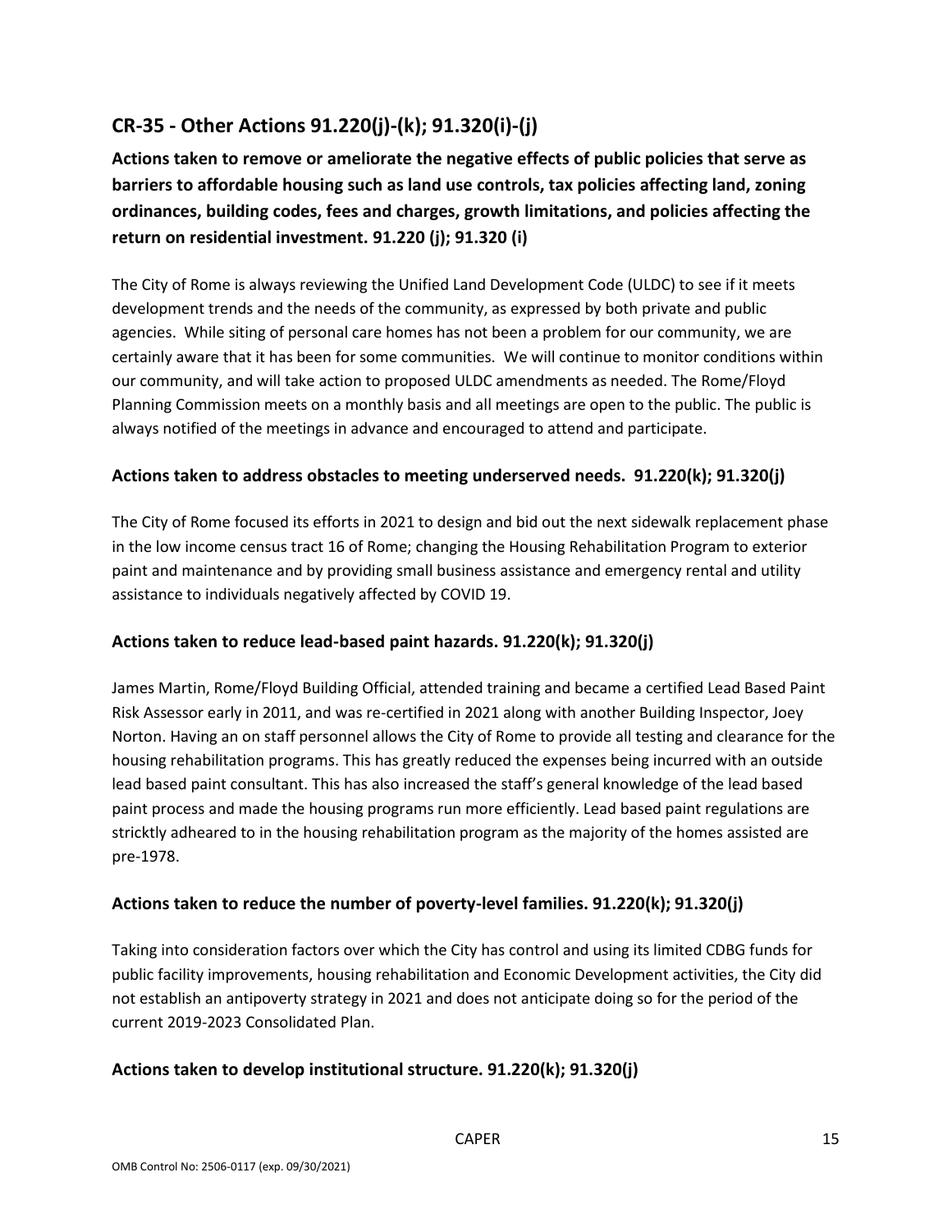## CR-35 - Other Actions 91.220(j)-(k); 91.320(i)-(j)

**Actions taken to remove or ameliorate the negative effects of public policies that serve as barriers to affordable housing such as land use controls, tax policies affecting land, zoning ordinances, building codes, fees and charges, growth limitations, and policies affecting the return on residential investment. 91.220 (j); 91.320 (i)**

The City of Rome is always reviewing the Unified Land Development Code (ULDC) to see if it meets development trends and the needs of the community, as expressed by both private and public agencies. While siting of personal care homes has not been a problem for our community, we are certainly aware that it has been for some communities. We will continue to monitor conditions within our community, and will take action to proposed ULDC amendments as needed. The Rome/Floyd Planning Commission meets on a monthly basis and all meetings are open to the public. The public is always notified of the meetings in advance and encouraged to attend and participate.

### Actions taken to address obstacles to meeting underserved needs. 91.220(k); 91.320(j)

The City of Rome focused its efforts in 2021 to design and bid out the next sidewalk replacement phase in the low income census tract 16 of Rome; changing the Housing Rehabilitation Program to exterior paint and maintenance and by providing small business assistance and emergency rental and utility assistance to individuals negatively affected by COVID 19.

### Actions taken to reduce lead-based paint hazards. 91.220(k); 91.320(j)

James Martin, Rome/Floyd Building Official, attended training and became a certified Lead Based Paint Risk Assessor early in 2011, and was re-certified in 2021 along with another Building Inspector, Joey Norton. Having an on staff personnel allows the City of Rome to provide all testing and clearance for the housing rehabilitation programs. This has greatly reduced the expenses being incurred with an outside lead based paint consultant. This has also increased the staff's general knowledge of the lead based paint process and made the housing programs run more efficiently. Lead based paint regulations are stricktly adheared to in the housing rehabilitation program as the majority of the homes assisted are pre-1978.

### Actions taken to reduce the number of poverty-level families. 91.220(k); 91.320(j)

Taking into consideration factors over which the City has control and using its limited CDBG funds for public facility improvements, housing rehabilitation and Economic Development activities, the City did not establish an antipoverty strategy in 2021 and does not anticipate doing so for the period of the current 2019-2023 Consolidated Plan.

### Actions taken to develop institutional structure. 91.220(k); 91.320(j)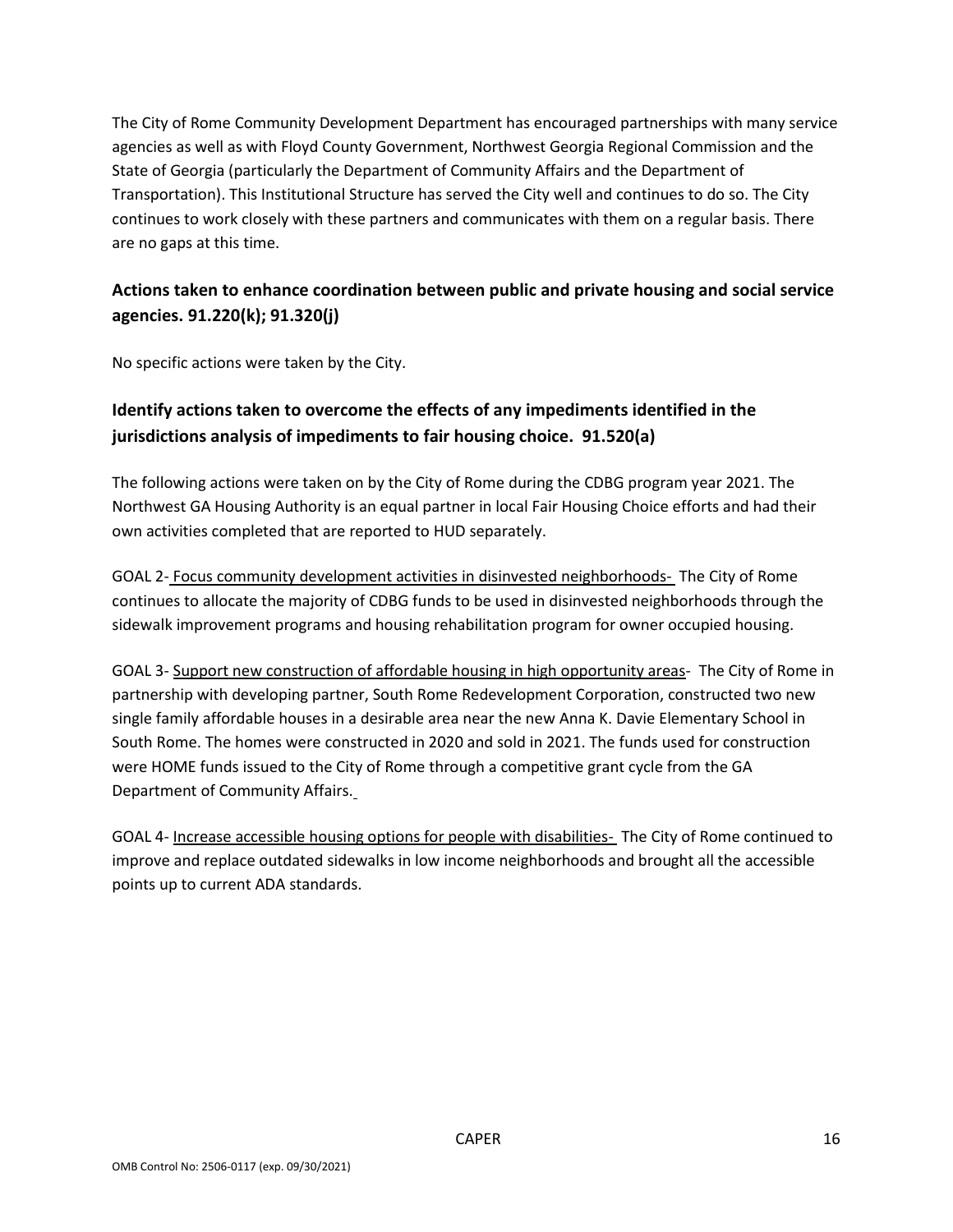The City of Rome Community Development Department has encouraged partnerships with many service agencies as well as with Floyd County Government, Northwest Georgia Regional Commission and the State of Georgia (particularly the Department of Community Affairs and the Department of Transportation). This Institutional Structure has served the City well and continues to do so. The City continues to work closely with these partners and communicates with them on a regular basis. There are no gaps at this time.

## Actions taken to enhance coordination between public and private housing and social service agencies. 91.220(k); 91.320(j)

No specific actions were taken by the City.

## Identify actions taken to overcome the effects of any impediments identified in the jurisdictions analysis of impediments to fair housing choice. 91.520(a)

The following actions were taken on by the City of Rome during the CDBG program year 2021. The Northwest GA Housing Authority is an equal partner in local Fair Housing Choice efforts and had their own activities completed that are reported to HUD separately.

GOAL 2- Focus community development activities in disinvested neighborhoods- The City of Rome continues to allocate the majority of CDBG funds to be used in disinvested neighborhoods through the sidewalk improvement programs and housing rehabilitation program for owner occupied housing.

GOAL 3- Support new construction of affordable housing in high opportunity areas- The City of Rome in partnership with developing partner, South Rome Redevelopment Corporation, constructed two new single family affordable houses in a desirable area near the new Anna K. Davie Elementary School in South Rome. The homes were constructed in 2020 and sold in 2021. The funds used for construction were HOME funds issued to the City of Rome through a competitive grant cycle from the GA Department of Community Affairs.

GOAL 4- Increase accessible housing options for people with disabilities- The City of Rome continued to improve and replace outdated sidewalks in low income neighborhoods and brought all the accessible points up to current ADA standards.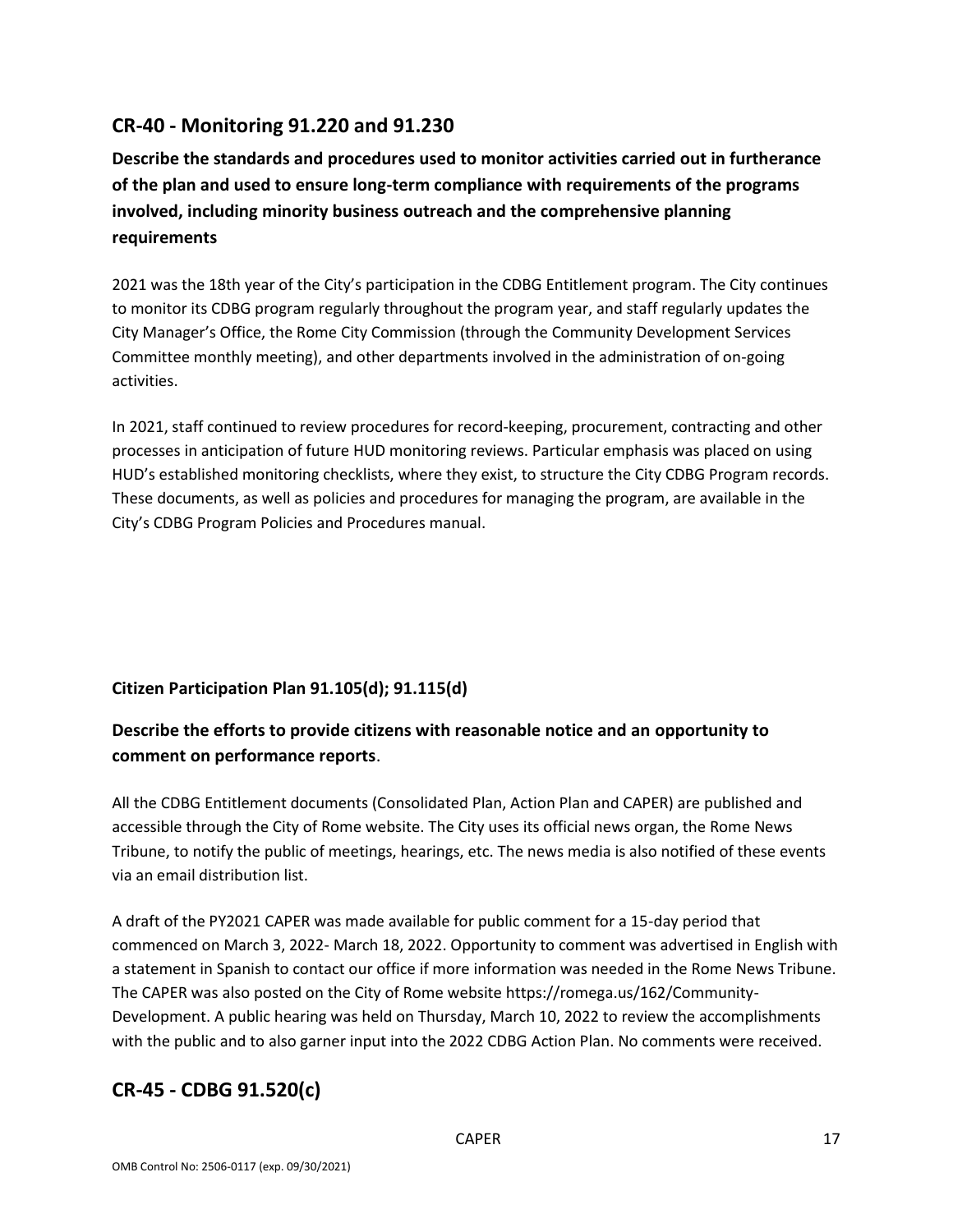## CR-40 - Monitoring 91.220 and 91.230

**Describe the standards and procedures used to monitor activities carried out in furtherance of the plan and used to ensure long-term compliance with requirements of the programs involved, including minority business outreach and the comprehensive planning requirements**

2021 was the 18th year of the City's participation in the CDBG Entitlement program. The City continues to monitor its CDBG program regularly throughout the program year, and staff regularly updates the City Manager's Office, the Rome City Commission (through the Community Development Services Committee monthly meeting), and other departments involved in the administration of on-going activities.

In 2021, staff continued to review procedures for record-keeping, procurement, contracting and other processes in anticipation of future HUD monitoring reviews. Particular emphasis was placed on using HUD's established monitoring checklists, where they exist, to structure the City CDBG Program records. These documents, as well as policies and procedures for managing the program, are available in the City's CDBG Program Policies and Procedures manual.

### Citizen Participation Plan 91.105(d); 91.115(d)

**Describe the efforts to provide citizens with reasonable notice and an opportunity to comment on performance reports**.

All the CDBG Entitlement documents (Consolidated Plan, Action Plan and CAPER) are published and accessible through the City of Rome website. The City uses its official news organ, the Rome News Tribune, to notify the public of meetings, hearings, etc. The news media is also notified of these events via an email distribution list.

A draft of the PY2021 CAPER was made available for public comment for a 15-day period that commenced on March 3, 2022- March 18, 2022. Opportunity to comment was advertised in English with a statement in Spanish to contact our office if more information was needed in the Rome News Tribune. The CAPER was also posted on the City of Rome website https://romega.us/162/Community-Development. A public hearing was held on Thursday, March 10, 2022 to review the accomplishments with the public and to also garner input into the 2022 CDBG Action Plan. No comments were received.

## CR-45 - CDBG 91.520(c)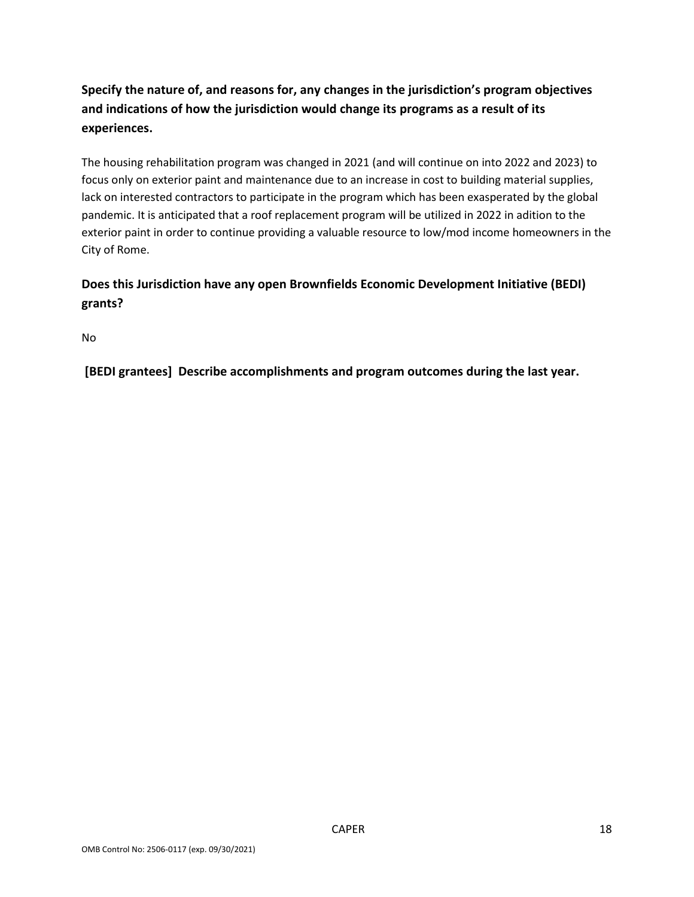**Specify the nature of, and reasons for, any changes in the jurisdiction's program objectives and indications of how the jurisdiction would change its programs as a result of its experiences.**

The housing rehabilitation program was changed in 2021 (and will continue on into 2022 and 2023) to focus only on exterior paint and maintenance due to an increase in cost to building material supplies, lack on interested contractors to participate in the program which has been exasperated by the global pandemic. It is anticipated that a roof replacement program will be utilized in 2022 in adition to the exterior paint in order to continue providing a valuable resource to low/mod income homeowners in the City of Rome.

**Does this Jurisdiction have any open Brownfields Economic Development Initiative (BEDI) grants?**

No

**[BEDI grantees] Describe accomplishments and program outcomes during the last year.**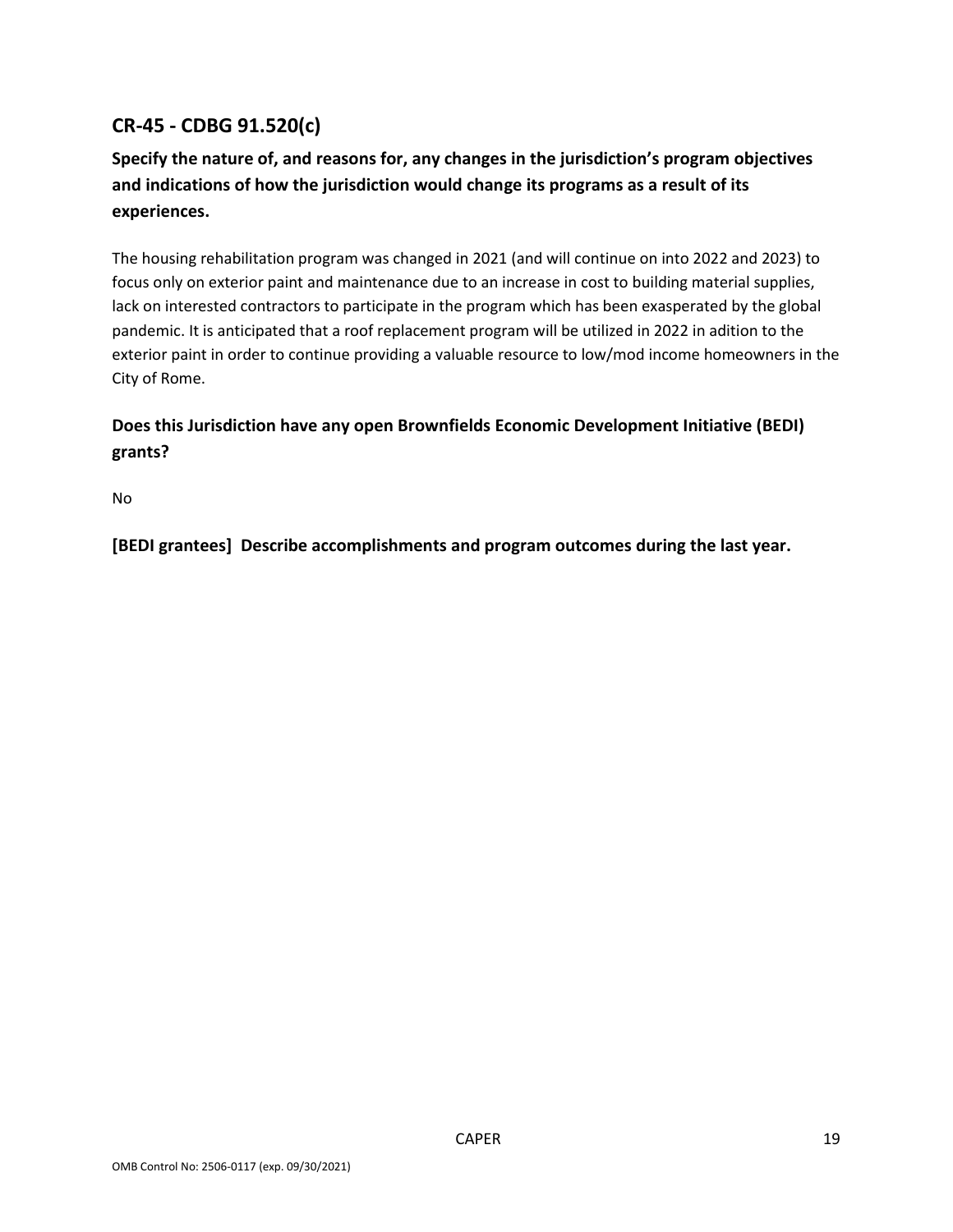## CR-45 - CDBG 91.520(c)

**Specify the nature of, and reasons for, any changes in the jurisdiction's program objectives and indications of how the jurisdiction would change its programs as a result of its experiences.**

The housing rehabilitation program was changed in 2021 (and will continue on into 2022 and 2023) to focus only on exterior paint and maintenance due to an increase in cost to building material supplies, lack on interested contractors to participate in the program which has been exasperated by the global pandemic. It is anticipated that a roof replacement program will be utilized in 2022 in adition to the exterior paint in order to continue providing a valuable resource to low/mod income homeowners in the City of Rome.

**Does this Jurisdiction have any open Brownfields Economic Development Initiative (BEDI) grants?**

No

**[BEDI grantees] Describe accomplishments and program outcomes during the last year.**